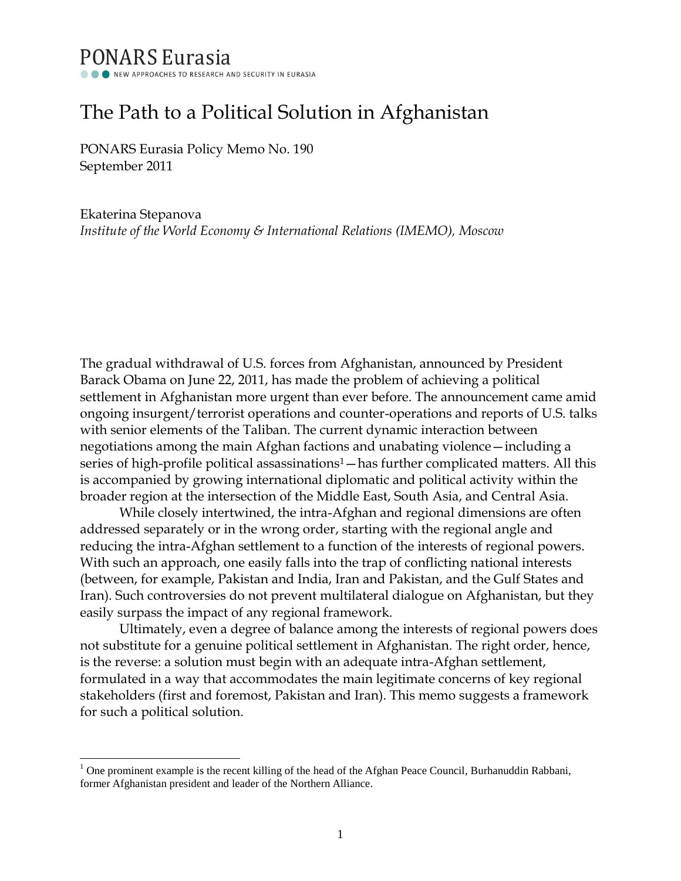PONARS Eurasia

NEW APPROACHES TO RESEARCH AND SECURITY IN EURASIA

# The Path to a Political Solution in Afghanistan

PONARS Eurasia Policy Memo No. 190
September 2011

Ekaterina Stepanova
*Institute of the World Economy & International Relations (IMEMO), Moscow*

The gradual withdrawal of U.S. forces from Afghanistan, announced by President Barack Obama on June 22, 2011, has made the problem of achieving a political settlement in Afghanistan more urgent than ever before. The announcement came amid ongoing insurgent/terrorist operations and counter-operations and reports of U.S. talks with senior elements of the Taliban. The current dynamic interaction between negotiations among the main Afghan factions and unabating violence—including a series of high-profile political assassinations[1]—has further complicated matters. All this is accompanied by growing international diplomatic and political activity within the broader region at the intersection of the Middle East, South Asia, and Central Asia.

While closely intertwined, the intra-Afghan and regional dimensions are often addressed separately or in the wrong order, starting with the regional angle and reducing the intra-Afghan settlement to a function of the interests of regional powers. With such an approach, one easily falls into the trap of conflicting national interests (between, for example, Pakistan and India, Iran and Pakistan, and the Gulf States and Iran). Such controversies do not prevent multilateral dialogue on Afghanistan, but they easily surpass the impact of any regional framework.

Ultimately, even a degree of balance among the interests of regional powers does not substitute for a genuine political settlement in Afghanistan. The right order, hence, is the reverse: a solution must begin with an adequate intra-Afghan settlement, formulated in a way that accommodates the main legitimate concerns of key regional stakeholders (first and foremost, Pakistan and Iran). This memo suggests a framework for such a political solution.

[1] One prominent example is the recent killing of the head of the Afghan Peace Council, Burhanuddin Rabbani, former Afghanistan president and leader of the Northern Alliance.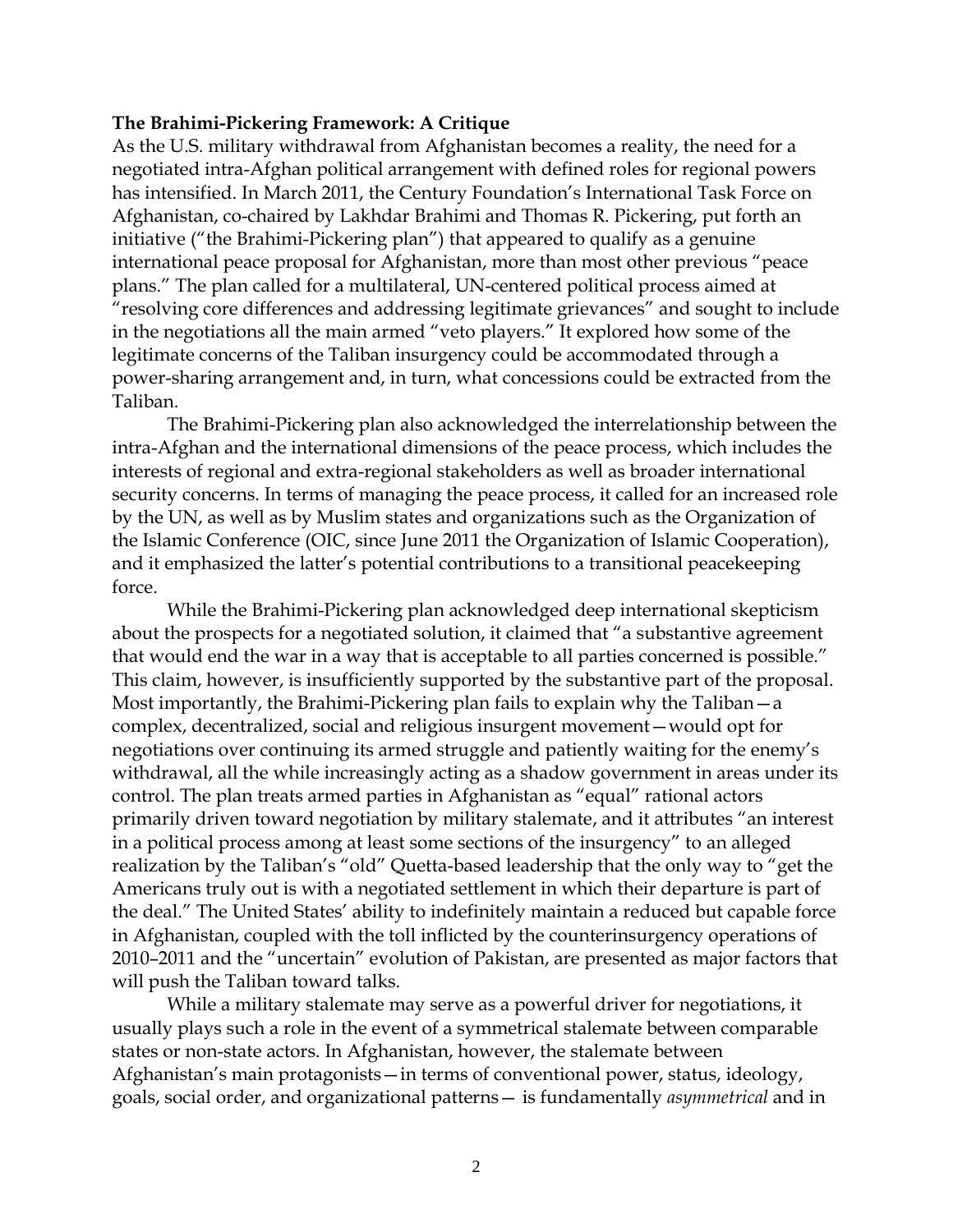**The Brahimi-Pickering Framework: A Critique**

As the U.S. military withdrawal from Afghanistan becomes a reality, the need for a negotiated intra-Afghan political arrangement with defined roles for regional powers has intensified. In March 2011, the Century Foundation's International Task Force on Afghanistan, co-chaired by Lakhdar Brahimi and Thomas R. Pickering, put forth an initiative ("the Brahimi-Pickering plan") that appeared to qualify as a genuine international peace proposal for Afghanistan, more than most other previous "peace plans." The plan called for a multilateral, UN-centered political process aimed at "resolving core differences and addressing legitimate grievances" and sought to include in the negotiations all the main armed "veto players." It explored how some of the legitimate concerns of the Taliban insurgency could be accommodated through a power-sharing arrangement and, in turn, what concessions could be extracted from the Taliban.

The Brahimi-Pickering plan also acknowledged the interrelationship between the intra-Afghan and the international dimensions of the peace process, which includes the interests of regional and extra-regional stakeholders as well as broader international security concerns. In terms of managing the peace process, it called for an increased role by the UN, as well as by Muslim states and organizations such as the Organization of the Islamic Conference (OIC, since June 2011 the Organization of Islamic Cooperation), and it emphasized the latter's potential contributions to a transitional peacekeeping force.

While the Brahimi-Pickering plan acknowledged deep international skepticism about the prospects for a negotiated solution, it claimed that "a substantive agreement that would end the war in a way that is acceptable to all parties concerned is possible." This claim, however, is insufficiently supported by the substantive part of the proposal. Most importantly, the Brahimi-Pickering plan fails to explain why the Taliban—a complex, decentralized, social and religious insurgent movement—would opt for negotiations over continuing its armed struggle and patiently waiting for the enemy's withdrawal, all the while increasingly acting as a shadow government in areas under its control. The plan treats armed parties in Afghanistan as "equal" rational actors primarily driven toward negotiation by military stalemate, and it attributes "an interest in a political process among at least some sections of the insurgency" to an alleged realization by the Taliban's "old" Quetta-based leadership that the only way to "get the Americans truly out is with a negotiated settlement in which their departure is part of the deal." The United States' ability to indefinitely maintain a reduced but capable force in Afghanistan, coupled with the toll inflicted by the counterinsurgency operations of 2010–2011 and the "uncertain" evolution of Pakistan, are presented as major factors that will push the Taliban toward talks.

While a military stalemate may serve as a powerful driver for negotiations, it usually plays such a role in the event of a symmetrical stalemate between comparable states or non-state actors. In Afghanistan, however, the stalemate between Afghanistan's main protagonists—in terms of conventional power, status, ideology, goals, social order, and organizational patterns— is fundamentally *asymmetrical* and in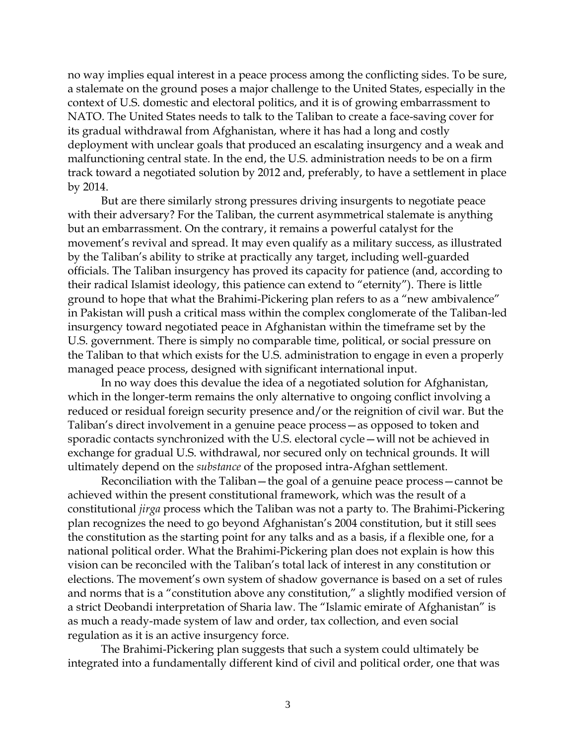no way implies equal interest in a peace process among the conflicting sides. To be sure, a stalemate on the ground poses a major challenge to the United States, especially in the context of U.S. domestic and electoral politics, and it is of growing embarrassment to NATO. The United States needs to talk to the Taliban to create a face-saving cover for its gradual withdrawal from Afghanistan, where it has had a long and costly deployment with unclear goals that produced an escalating insurgency and a weak and malfunctioning central state. In the end, the U.S. administration needs to be on a firm track toward a negotiated solution by 2012 and, preferably, to have a settlement in place by 2014.

But are there similarly strong pressures driving insurgents to negotiate peace with their adversary? For the Taliban, the current asymmetrical stalemate is anything but an embarrassment. On the contrary, it remains a powerful catalyst for the movement's revival and spread. It may even qualify as a military success, as illustrated by the Taliban's ability to strike at practically any target, including well-guarded officials. The Taliban insurgency has proved its capacity for patience (and, according to their radical Islamist ideology, this patience can extend to "eternity"). There is little ground to hope that what the Brahimi-Pickering plan refers to as a "new ambivalence" in Pakistan will push a critical mass within the complex conglomerate of the Taliban-led insurgency toward negotiated peace in Afghanistan within the timeframe set by the U.S. government. There is simply no comparable time, political, or social pressure on the Taliban to that which exists for the U.S. administration to engage in even a properly managed peace process, designed with significant international input.

In no way does this devalue the idea of a negotiated solution for Afghanistan, which in the longer-term remains the only alternative to ongoing conflict involving a reduced or residual foreign security presence and/or the reignition of civil war. But the Taliban's direct involvement in a genuine peace process—as opposed to token and sporadic contacts synchronized with the U.S. electoral cycle—will not be achieved in exchange for gradual U.S. withdrawal, nor secured only on technical grounds. It will ultimately depend on the *substance* of the proposed intra-Afghan settlement.

Reconciliation with the Taliban—the goal of a genuine peace process—cannot be achieved within the present constitutional framework, which was the result of a constitutional *jirga* process which the Taliban was not a party to. The Brahimi-Pickering plan recognizes the need to go beyond Afghanistan's 2004 constitution, but it still sees the constitution as the starting point for any talks and as a basis, if a flexible one, for a national political order. What the Brahimi-Pickering plan does not explain is how this vision can be reconciled with the Taliban's total lack of interest in any constitution or elections. The movement's own system of shadow governance is based on a set of rules and norms that is a "constitution above any constitution," a slightly modified version of a strict Deobandi interpretation of Sharia law. The "Islamic emirate of Afghanistan" is as much a ready-made system of law and order, tax collection, and even social regulation as it is an active insurgency force.

The Brahimi-Pickering plan suggests that such a system could ultimately be integrated into a fundamentally different kind of civil and political order, one that was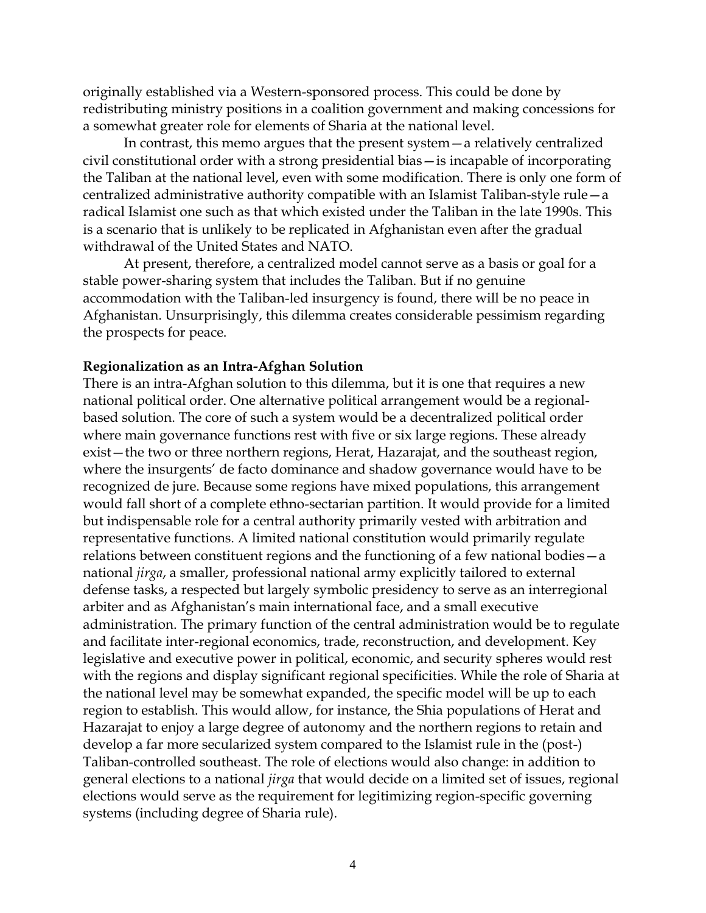originally established via a Western-sponsored process. This could be done by redistributing ministry positions in a coalition government and making concessions for a somewhat greater role for elements of Sharia at the national level.

In contrast, this memo argues that the present system—a relatively centralized civil constitutional order with a strong presidential bias—is incapable of incorporating the Taliban at the national level, even with some modification. There is only one form of centralized administrative authority compatible with an Islamist Taliban-style rule—a radical Islamist one such as that which existed under the Taliban in the late 1990s. This is a scenario that is unlikely to be replicated in Afghanistan even after the gradual withdrawal of the United States and NATO.

At present, therefore, a centralized model cannot serve as a basis or goal for a stable power-sharing system that includes the Taliban. But if no genuine accommodation with the Taliban-led insurgency is found, there will be no peace in Afghanistan. Unsurprisingly, this dilemma creates considerable pessimism regarding the prospects for peace.

**Regionalization as an Intra-Afghan Solution**

There is an intra-Afghan solution to this dilemma, but it is one that requires a new national political order. One alternative political arrangement would be a regional-based solution. The core of such a system would be a decentralized political order where main governance functions rest with five or six large regions. These already exist—the two or three northern regions, Herat, Hazarajat, and the southeast region, where the insurgents' de facto dominance and shadow governance would have to be recognized de jure. Because some regions have mixed populations, this arrangement would fall short of a complete ethno-sectarian partition. It would provide for a limited but indispensable role for a central authority primarily vested with arbitration and representative functions. A limited national constitution would primarily regulate relations between constituent regions and the functioning of a few national bodies—a national *jirga*, a smaller, professional national army explicitly tailored to external defense tasks, a respected but largely symbolic presidency to serve as an interregional arbiter and as Afghanistan's main international face, and a small executive administration. The primary function of the central administration would be to regulate and facilitate inter-regional economics, trade, reconstruction, and development. Key legislative and executive power in political, economic, and security spheres would rest with the regions and display significant regional specificities. While the role of Sharia at the national level may be somewhat expanded, the specific model will be up to each region to establish. This would allow, for instance, the Shia populations of Herat and Hazarajat to enjoy a large degree of autonomy and the northern regions to retain and develop a far more secularized system compared to the Islamist rule in the (post-) Taliban-controlled southeast. The role of elections would also change: in addition to general elections to a national *jirga* that would decide on a limited set of issues, regional elections would serve as the requirement for legitimizing region-specific governing systems (including degree of Sharia rule).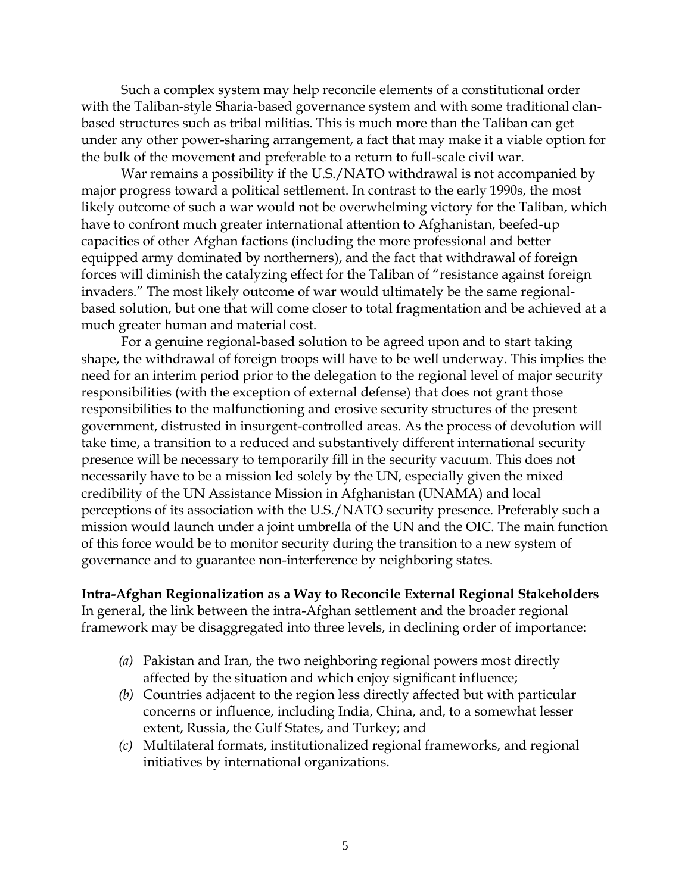Such a complex system may help reconcile elements of a constitutional order with the Taliban-style Sharia-based governance system and with some traditional clan-based structures such as tribal militias. This is much more than the Taliban can get under any other power-sharing arrangement, a fact that may make it a viable option for the bulk of the movement and preferable to a return to full-scale civil war.

War remains a possibility if the U.S./NATO withdrawal is not accompanied by major progress toward a political settlement. In contrast to the early 1990s, the most likely outcome of such a war would not be overwhelming victory for the Taliban, which have to confront much greater international attention to Afghanistan, beefed-up capacities of other Afghan factions (including the more professional and better equipped army dominated by northerners), and the fact that withdrawal of foreign forces will diminish the catalyzing effect for the Taliban of "resistance against foreign invaders." The most likely outcome of war would ultimately be the same regional-based solution, but one that will come closer to total fragmentation and be achieved at a much greater human and material cost.

For a genuine regional-based solution to be agreed upon and to start taking shape, the withdrawal of foreign troops will have to be well underway. This implies the need for an interim period prior to the delegation to the regional level of major security responsibilities (with the exception of external defense) that does not grant those responsibilities to the malfunctioning and erosive security structures of the present government, distrusted in insurgent-controlled areas. As the process of devolution will take time, a transition to a reduced and substantively different international security presence will be necessary to temporarily fill in the security vacuum. This does not necessarily have to be a mission led solely by the UN, especially given the mixed credibility of the UN Assistance Mission in Afghanistan (UNAMA) and local perceptions of its association with the U.S./NATO security presence. Preferably such a mission would launch under a joint umbrella of the UN and the OIC. The main function of this force would be to monitor security during the transition to a new system of governance and to guarantee non-interference by neighboring states.

**Intra-Afghan Regionalization as a Way to Reconcile External Regional Stakeholders**

In general, the link between the intra-Afghan settlement and the broader regional framework may be disaggregated into three levels, in declining order of importance:

- *(a)* Pakistan and Iran, the two neighboring regional powers most directly affected by the situation and which enjoy significant influence;
- *(b)* Countries adjacent to the region less directly affected but with particular concerns or influence, including India, China, and, to a somewhat lesser extent, Russia, the Gulf States, and Turkey; and
- *(c)* Multilateral formats, institutionalized regional frameworks, and regional initiatives by international organizations.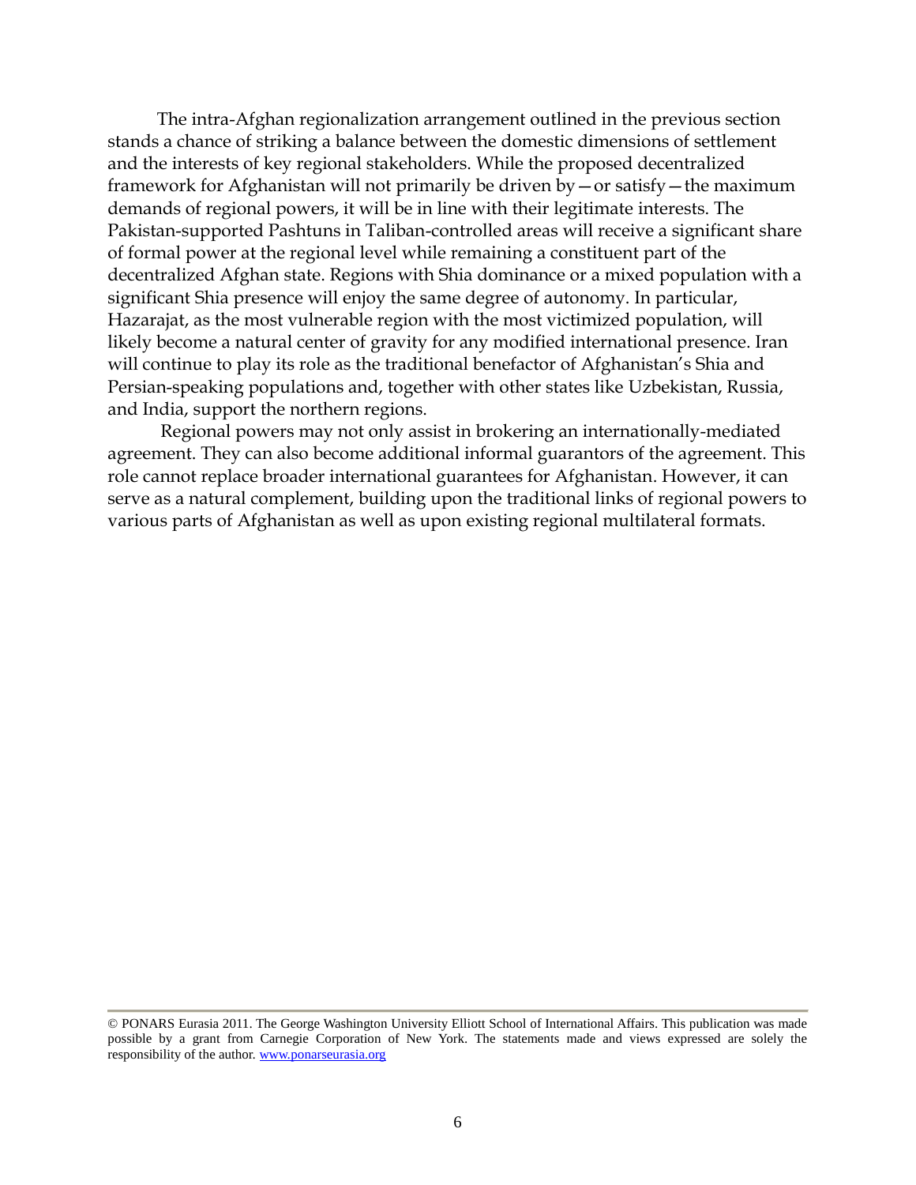The intra-Afghan regionalization arrangement outlined in the previous section stands a chance of striking a balance between the domestic dimensions of settlement and the interests of key regional stakeholders. While the proposed decentralized framework for Afghanistan will not primarily be driven by—or satisfy—the maximum demands of regional powers, it will be in line with their legitimate interests. The Pakistan-supported Pashtuns in Taliban-controlled areas will receive a significant share of formal power at the regional level while remaining a constituent part of the decentralized Afghan state. Regions with Shia dominance or a mixed population with a significant Shia presence will enjoy the same degree of autonomy. In particular, Hazarajat, as the most vulnerable region with the most victimized population, will likely become a natural center of gravity for any modified international presence. Iran will continue to play its role as the traditional benefactor of Afghanistan's Shia and Persian-speaking populations and, together with other states like Uzbekistan, Russia, and India, support the northern regions.

Regional powers may not only assist in brokering an internationally-mediated agreement. They can also become additional informal guarantors of the agreement. This role cannot replace broader international guarantees for Afghanistan. However, it can serve as a natural complement, building upon the traditional links of regional powers to various parts of Afghanistan as well as upon existing regional multilateral formats.

© PONARS Eurasia 2011. The George Washington University Elliott School of International Affairs. This publication was made possible by a grant from Carnegie Corporation of New York. The statements made and views expressed are solely the responsibility of the author. www.ponarseurasia.org